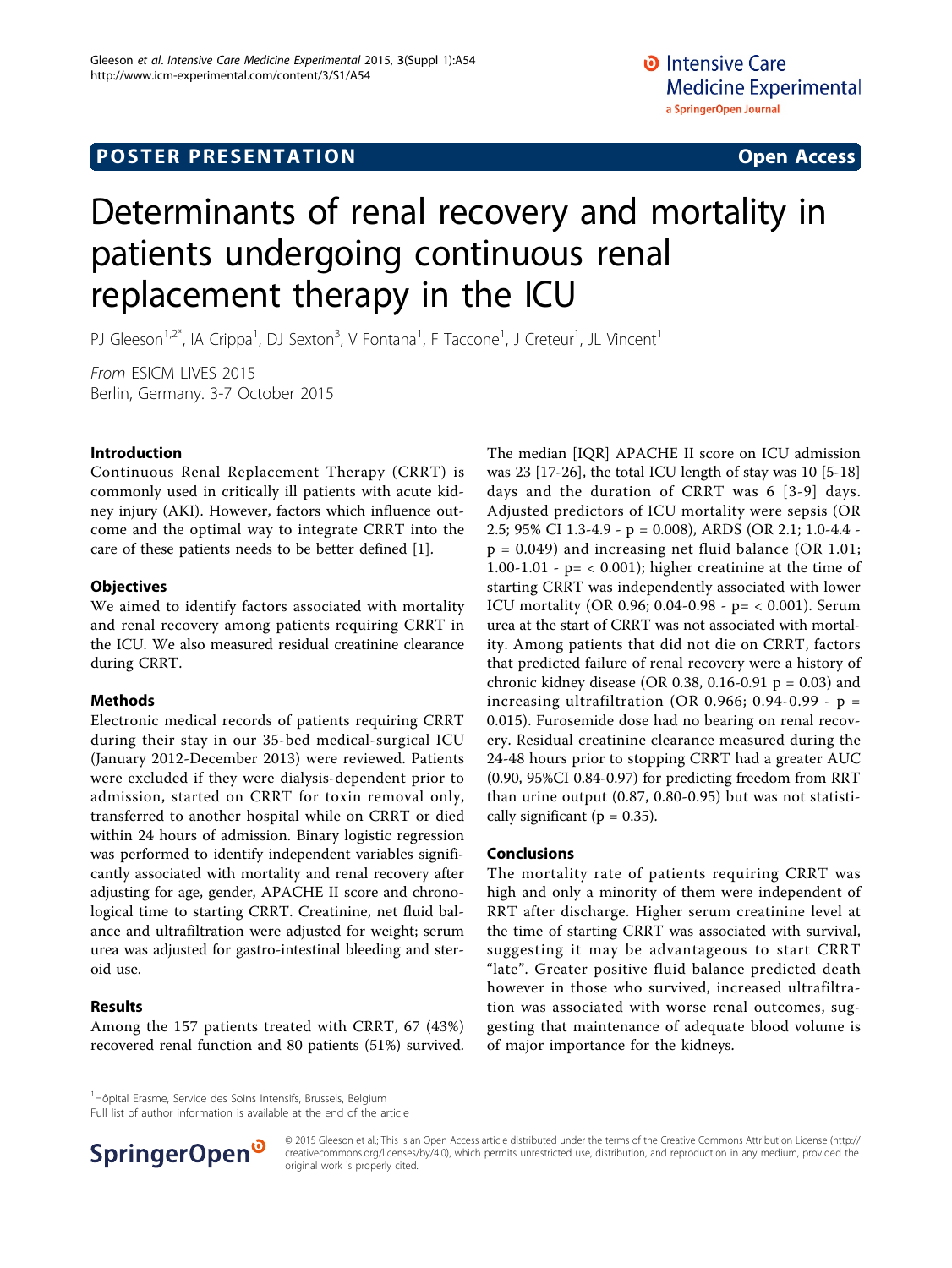**POSTER PRESENTATION** **Open Access**

# Determinants of renal recovery and mortality in patients undergoing continuous renal replacement therapy in the ICU

PJ Gleeson[1,2*], IA Crippa[1], DJ Sexton[3], V Fontana[1], F Taccone[1], J Creteur[1], JL Vincent[1]

*From* ESICM LIVES 2015
Berlin, Germany. 3-7 October 2015

## Introduction

Continuous Renal Replacement Therapy (CRRT) is commonly used in critically ill patients with acute kidney injury (AKI). However, factors which influence outcome and the optimal way to integrate CRRT into the care of these patients needs to be better defined [1].

## Objectives

We aimed to identify factors associated with mortality and renal recovery among patients requiring CRRT in the ICU. We also measured residual creatinine clearance during CRRT.

## Methods

Electronic medical records of patients requiring CRRT during their stay in our 35-bed medical-surgical ICU (January 2012-December 2013) were reviewed. Patients were excluded if they were dialysis-dependent prior to admission, started on CRRT for toxin removal only, transferred to another hospital while on CRRT or died within 24 hours of admission. Binary logistic regression was performed to identify independent variables significantly associated with mortality and renal recovery after adjusting for age, gender, APACHE II score and chronological time to starting CRRT. Creatinine, net fluid balance and ultrafiltration were adjusted for weight; serum urea was adjusted for gastro-intestinal bleeding and steroid use.

## Results

Among the 157 patients treated with CRRT, 67 (43%) recovered renal function and 80 patients (51%) survived. The median [IQR] APACHE II score on ICU admission was 23 [17-26], the total ICU length of stay was 10 [5-18] days and the duration of CRRT was 6 [3-9] days. Adjusted predictors of ICU mortality were sepsis (OR 2.5; 95% CI 1.3-4.9 - p = 0.008), ARDS (OR 2.1; 1.0-4.4 - p = 0.049) and increasing net fluid balance (OR 1.01; 1.00-1.01 - p= < 0.001); higher creatinine at the time of starting CRRT was independently associated with lower ICU mortality (OR 0.96; 0.04-0.98 - p= < 0.001). Serum urea at the start of CRRT was not associated with mortality. Among patients that did not die on CRRT, factors that predicted failure of renal recovery were a history of chronic kidney disease (OR 0.38, 0.16-0.91 p = 0.03) and increasing ultrafiltration (OR 0.966; 0.94-0.99 - p = 0.015). Furosemide dose had no bearing on renal recovery. Residual creatinine clearance measured during the 24-48 hours prior to stopping CRRT had a greater AUC (0.90, 95%CI 0.84-0.97) for predicting freedom from RRT than urine output (0.87, 0.80-0.95) but was not statistically significant (p = 0.35).

## Conclusions

The mortality rate of patients requiring CRRT was high and only a minority of them were independent of RRT after discharge. Higher serum creatinine level at the time of starting CRRT was associated with survival, suggesting it may be advantageous to start CRRT "late". Greater positive fluid balance predicted death however in those who survived, increased ultrafiltration was associated with worse renal outcomes, suggesting that maintenance of adequate blood volume is of major importance for the kidneys.

[1]Hôpital Erasme, Service des Soins Intensifs, Brussels, Belgium
Full list of author information is available at the end of the article

© 2015 Gleeson et al.; This is an Open Access article distributed under the terms of the Creative Commons Attribution License (http://creativecommons.org/licenses/by/4.0), which permits unrestricted use, distribution, and reproduction in any medium, provided the original work is properly cited.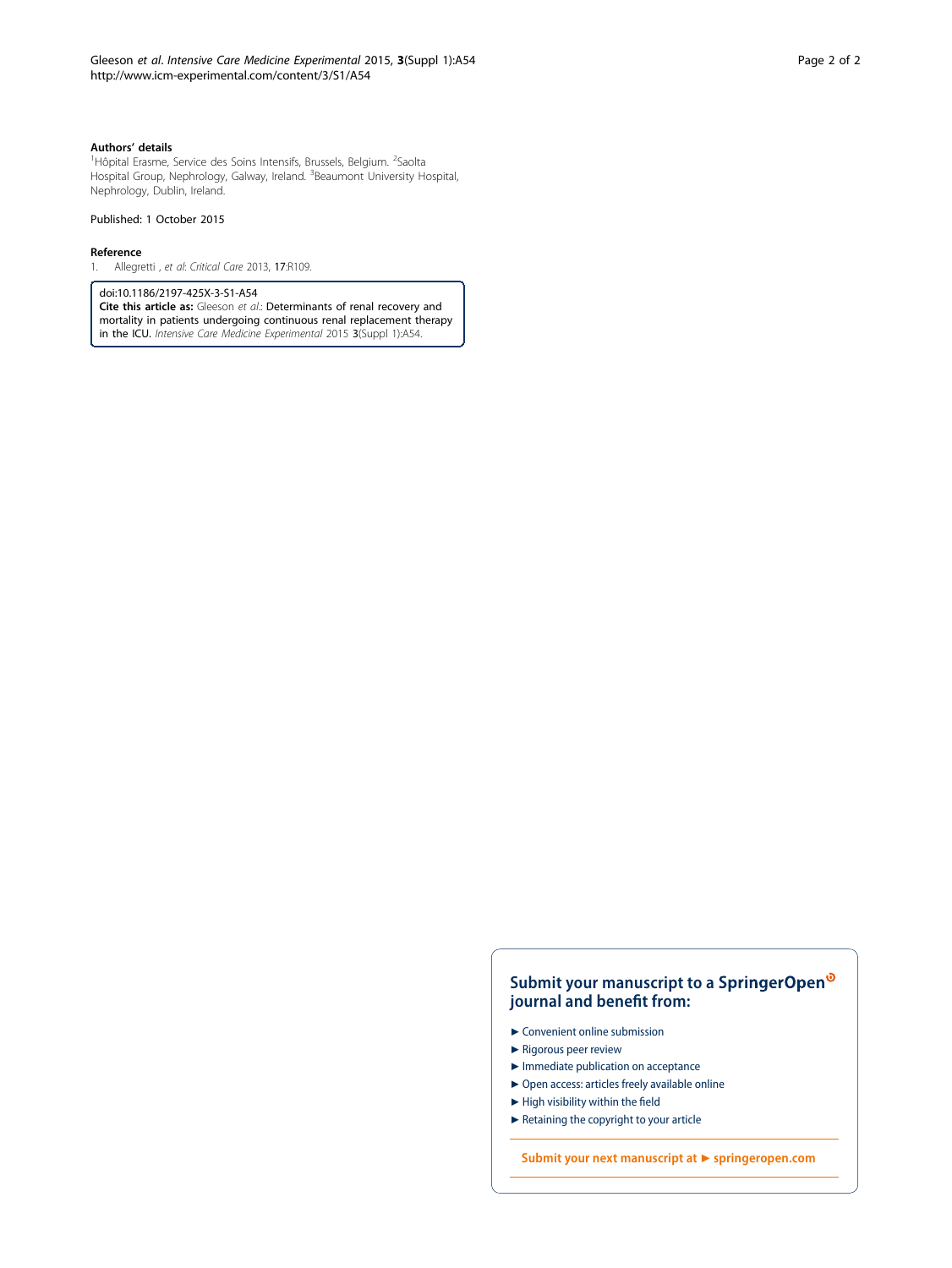#### Authors' details

[1]Hôpital Erasme, Service des Soins Intensifs, Brussels, Belgium. [2]Saolta Hospital Group, Nephrology, Galway, Ireland. [3]Beaumont University Hospital, Nephrology, Dublin, Ireland.

Published: 1 October 2015

#### Reference

1. Allegretti , *et al*: *Critical Care* 2013, **17**:R109.

doi:10.1186/2197-425X-3-S1-A54
**Cite this article as:** Gleeson *et al.*: Determinants of renal recovery and mortality in patients undergoing continuous renal replacement therapy in the ICU. *Intensive Care Medicine Experimental* 2015 **3**(Suppl 1):A54.

**Submit your manuscript to a SpringerOpen journal and benefit from:**

- ► Convenient online submission
- ► Rigorous peer review
- ► Immediate publication on acceptance
- ► Open access: articles freely available online
- ► High visibility within the field
- ► Retaining the copyright to your article

**Submit your next manuscript at ► springeropen.com**